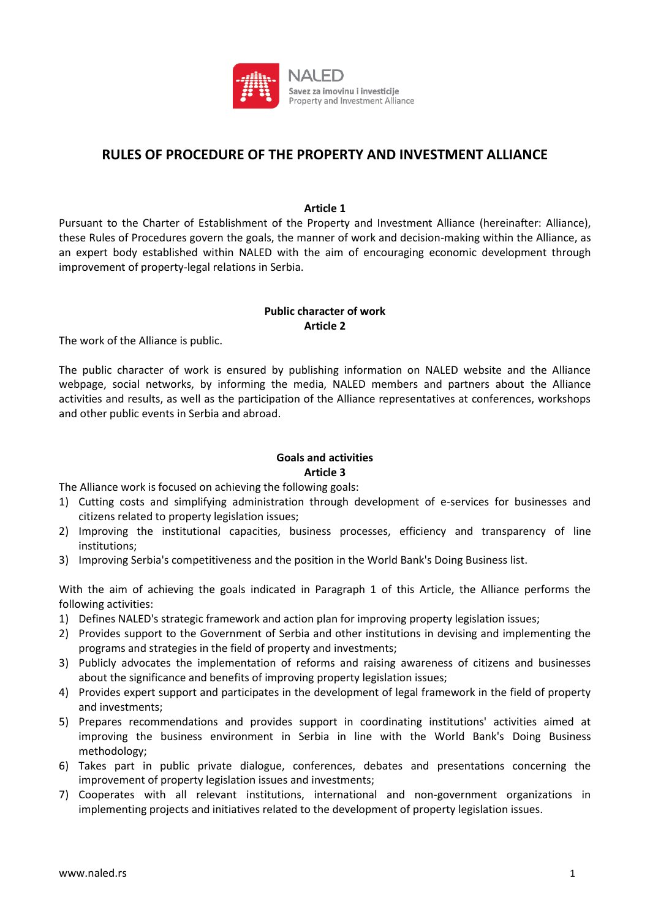# RULES OF PROCEDURE OF THE PROPERTY AND INVESTMENT ALLIANCE

**Article 1**

Pursuant to the Charter of Establishment of the Property and Investment Alliance (hereinafter: Alliance), these Rules of Procedures govern the goals, the manner of work and decision-making within the Alliance, as an expert body established within NALED with the aim of encouraging economic development through improvement of property-legal relations in Serbia.

**Public character of work**
**Article 2**

The work of the Alliance is public.

The public character of work is ensured by publishing information on NALED website and the Alliance webpage, social networks, by informing the media, NALED members and partners about the Alliance activities and results, as well as the participation of the Alliance representatives at conferences, workshops and other public events in Serbia and abroad.

**Goals and activities**
**Article 3**

The Alliance work is focused on achieving the following goals:

1) Cutting costs and simplifying administration through development of e-services for businesses and citizens related to property legislation issues;
2) Improving the institutional capacities, business processes, efficiency and transparency of line institutions;
3) Improving Serbia's competitiveness and the position in the World Bank's Doing Business list.

With the aim of achieving the goals indicated in Paragraph 1 of this Article, the Alliance performs the following activities:

1) Defines NALED's strategic framework and action plan for improving property legislation issues;
2) Provides support to the Government of Serbia and other institutions in devising and implementing the programs and strategies in the field of property and investments;
3) Publicly advocates the implementation of reforms and raising awareness of citizens and businesses about the significance and benefits of improving property legislation issues;
4) Provides expert support and participates in the development of legal framework in the field of property and investments;
5) Prepares recommendations and provides support in coordinating institutions' activities aimed at improving the business environment in Serbia in line with the World Bank's Doing Business methodology;
6) Takes part in public private dialogue, conferences, debates and presentations concerning the improvement of property legislation issues and investments;
7) Cooperates with all relevant institutions, international and non-government organizations in implementing projects and initiatives related to the development of property legislation issues.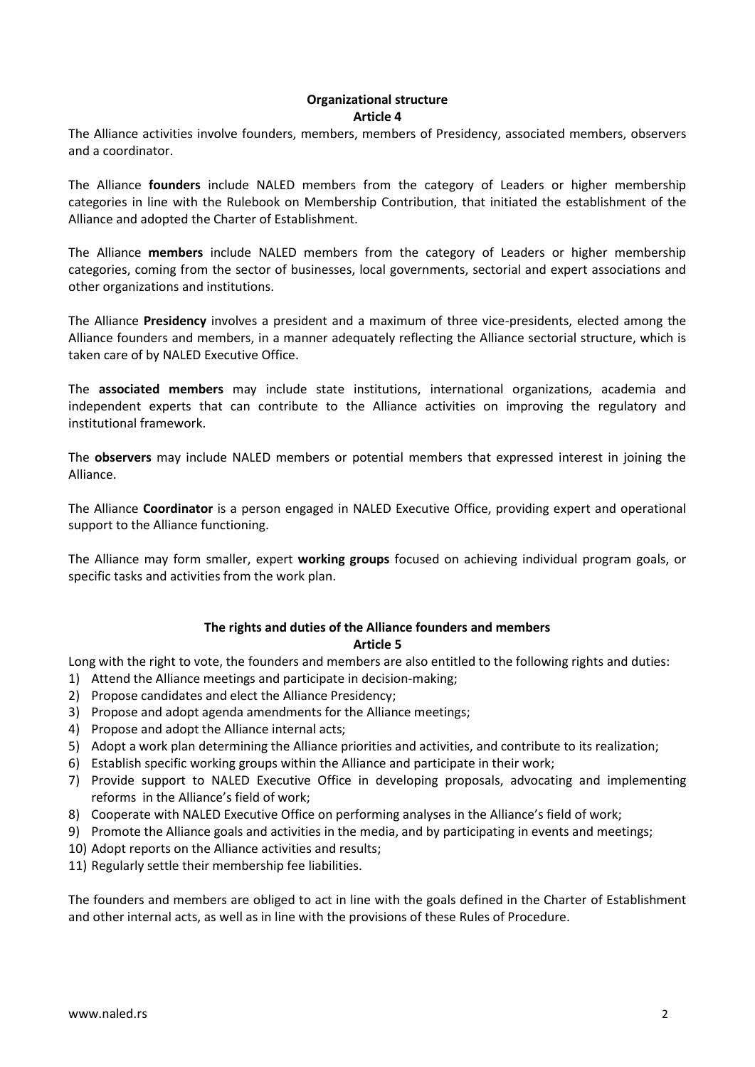## Organizational structure
### Article 4

The Alliance activities involve founders, members, members of Presidency, associated members, observers and a coordinator.

The Alliance **founders** include NALED members from the category of Leaders or higher membership categories in line with the Rulebook on Membership Contribution, that initiated the establishment of the Alliance and adopted the Charter of Establishment.

The Alliance **members** include NALED members from the category of Leaders or higher membership categories, coming from the sector of businesses, local governments, sectorial and expert associations and other organizations and institutions.

The Alliance **Presidency** involves a president and a maximum of three vice-presidents, elected among the Alliance founders and members, in a manner adequately reflecting the Alliance sectorial structure, which is taken care of by NALED Executive Office.

The **associated members** may include state institutions, international organizations, academia and independent experts that can contribute to the Alliance activities on improving the regulatory and institutional framework.

The **observers** may include NALED members or potential members that expressed interest in joining the Alliance.

The Alliance **Coordinator** is a person engaged in NALED Executive Office, providing expert and operational support to the Alliance functioning.

The Alliance may form smaller, expert **working groups** focused on achieving individual program goals, or specific tasks and activities from the work plan.

## The rights and duties of the Alliance founders and members
### Article 5

Long with the right to vote, the founders and members are also entitled to the following rights and duties:

1) Attend the Alliance meetings and participate in decision-making;
2) Propose candidates and elect the Alliance Presidency;
3) Propose and adopt agenda amendments for the Alliance meetings;
4) Propose and adopt the Alliance internal acts;
5) Adopt a work plan determining the Alliance priorities and activities, and contribute to its realization;
6) Establish specific working groups within the Alliance and participate in their work;
7) Provide support to NALED Executive Office in developing proposals, advocating and implementing reforms in the Alliance's field of work;
8) Cooperate with NALED Executive Office on performing analyses in the Alliance's field of work;
9) Promote the Alliance goals and activities in the media, and by participating in events and meetings;
10) Adopt reports on the Alliance activities and results;
11) Regularly settle their membership fee liabilities.

The founders and members are obliged to act in line with the goals defined in the Charter of Establishment and other internal acts, as well as in line with the provisions of these Rules of Procedure.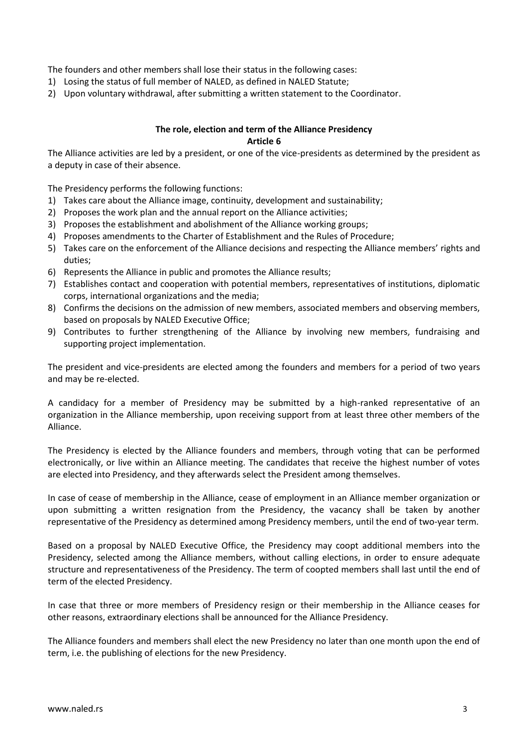The founders and other members shall lose their status in the following cases:

1) Losing the status of full member of NALED, as defined in NALED Statute;
2) Upon voluntary withdrawal, after submitting a written statement to the Coordinator.

### The role, election and term of the Alliance Presidency
### Article 6

The Alliance activities are led by a president, or one of the vice-presidents as determined by the president as a deputy in case of their absence.

The Presidency performs the following functions:

1) Takes care about the Alliance image, continuity, development and sustainability;
2) Proposes the work plan and the annual report on the Alliance activities;
3) Proposes the establishment and abolishment of the Alliance working groups;
4) Proposes amendments to the Charter of Establishment and the Rules of Procedure;
5) Takes care on the enforcement of the Alliance decisions and respecting the Alliance members' rights and duties;
6) Represents the Alliance in public and promotes the Alliance results;
7) Establishes contact and cooperation with potential members, representatives of institutions, diplomatic corps, international organizations and the media;
8) Confirms the decisions on the admission of new members, associated members and observing members, based on proposals by NALED Executive Office;
9) Contributes to further strengthening of the Alliance by involving new members, fundraising and supporting project implementation.

The president and vice-presidents are elected among the founders and members for a period of two years and may be re-elected.

A candidacy for a member of Presidency may be submitted by a high-ranked representative of an organization in the Alliance membership, upon receiving support from at least three other members of the Alliance.

The Presidency is elected by the Alliance founders and members, through voting that can be performed electronically, or live within an Alliance meeting. The candidates that receive the highest number of votes are elected into Presidency, and they afterwards select the President among themselves.

In case of cease of membership in the Alliance, cease of employment in an Alliance member organization or upon submitting a written resignation from the Presidency, the vacancy shall be taken by another representative of the Presidency as determined among Presidency members, until the end of two-year term.

Based on a proposal by NALED Executive Office, the Presidency may coopt additional members into the Presidency, selected among the Alliance members, without calling elections, in order to ensure adequate structure and representativeness of the Presidency. The term of coopted members shall last until the end of term of the elected Presidency.

In case that three or more members of Presidency resign or their membership in the Alliance ceases for other reasons, extraordinary elections shall be announced for the Alliance Presidency.

The Alliance founders and members shall elect the new Presidency no later than one month upon the end of term, i.e. the publishing of elections for the new Presidency.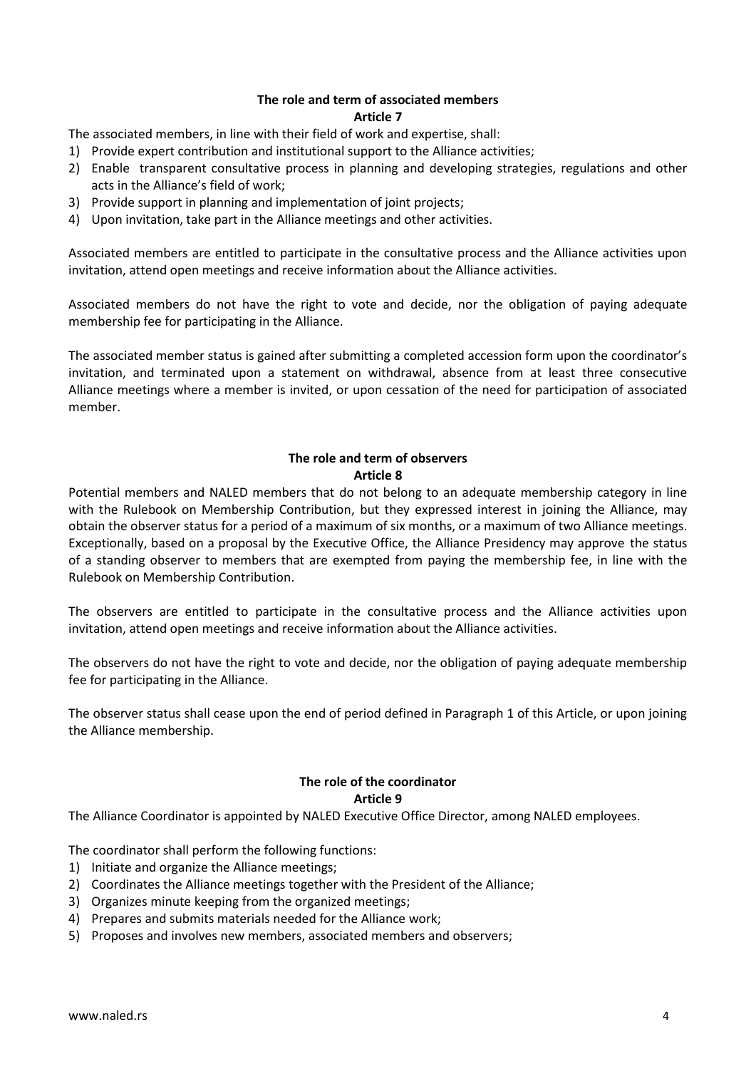**The role and term of associated members**
**Article 7**

The associated members, in line with their field of work and expertise, shall:

1) Provide expert contribution and institutional support to the Alliance activities;
2) Enable transparent consultative process in planning and developing strategies, regulations and other acts in the Alliance's field of work;
3) Provide support in planning and implementation of joint projects;
4) Upon invitation, take part in the Alliance meetings and other activities.

Associated members are entitled to participate in the consultative process and the Alliance activities upon invitation, attend open meetings and receive information about the Alliance activities.

Associated members do not have the right to vote and decide, nor the obligation of paying adequate membership fee for participating in the Alliance.

The associated member status is gained after submitting a completed accession form upon the coordinator's invitation, and terminated upon a statement on withdrawal, absence from at least three consecutive Alliance meetings where a member is invited, or upon cessation of the need for participation of associated member.

**The role and term of observers**
**Article 8**

Potential members and NALED members that do not belong to an adequate membership category in line with the Rulebook on Membership Contribution, but they expressed interest in joining the Alliance, may obtain the observer status for a period of a maximum of six months, or a maximum of two Alliance meetings. Exceptionally, based on a proposal by the Executive Office, the Alliance Presidency may approve the status of a standing observer to members that are exempted from paying the membership fee, in line with the Rulebook on Membership Contribution.

The observers are entitled to participate in the consultative process and the Alliance activities upon invitation, attend open meetings and receive information about the Alliance activities.

The observers do not have the right to vote and decide, nor the obligation of paying adequate membership fee for participating in the Alliance.

The observer status shall cease upon the end of period defined in Paragraph 1 of this Article, or upon joining the Alliance membership.

**The role of the coordinator**
**Article 9**

The Alliance Coordinator is appointed by NALED Executive Office Director, among NALED employees.

The coordinator shall perform the following functions:

1) Initiate and organize the Alliance meetings;
2) Coordinates the Alliance meetings together with the President of the Alliance;
3) Organizes minute keeping from the organized meetings;
4) Prepares and submits materials needed for the Alliance work;
5) Proposes and involves new members, associated members and observers;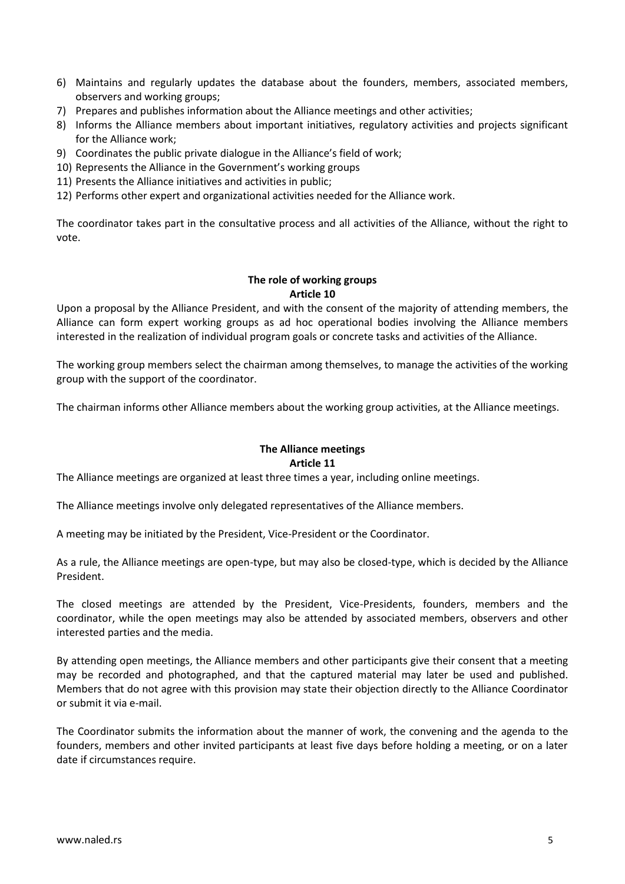6) Maintains and regularly updates the database about the founders, members, associated members, observers and working groups;
7) Prepares and publishes information about the Alliance meetings and other activities;
8) Informs the Alliance members about important initiatives, regulatory activities and projects significant for the Alliance work;
9) Coordinates the public private dialogue in the Alliance's field of work;
10) Represents the Alliance in the Government's working groups
11) Presents the Alliance initiatives and activities in public;
12) Performs other expert and organizational activities needed for the Alliance work.

The coordinator takes part in the consultative process and all activities of the Alliance, without the right to vote.

**The role of working groups**
**Article 10**

Upon a proposal by the Alliance President, and with the consent of the majority of attending members, the Alliance can form expert working groups as ad hoc operational bodies involving the Alliance members interested in the realization of individual program goals or concrete tasks and activities of the Alliance.

The working group members select the chairman among themselves, to manage the activities of the working group with the support of the coordinator.

The chairman informs other Alliance members about the working group activities, at the Alliance meetings.

**The Alliance meetings**
**Article 11**

The Alliance meetings are organized at least three times a year, including online meetings.

The Alliance meetings involve only delegated representatives of the Alliance members.

A meeting may be initiated by the President, Vice-President or the Coordinator.

As a rule, the Alliance meetings are open-type, but may also be closed-type, which is decided by the Alliance President.

The closed meetings are attended by the President, Vice-Presidents, founders, members and the coordinator, while the open meetings may also be attended by associated members, observers and other interested parties and the media.

By attending open meetings, the Alliance members and other participants give their consent that a meeting may be recorded and photographed, and that the captured material may later be used and published. Members that do not agree with this provision may state their objection directly to the Alliance Coordinator or submit it via e-mail.

The Coordinator submits the information about the manner of work, the convening and the agenda to the founders, members and other invited participants at least five days before holding a meeting, or on a later date if circumstances require.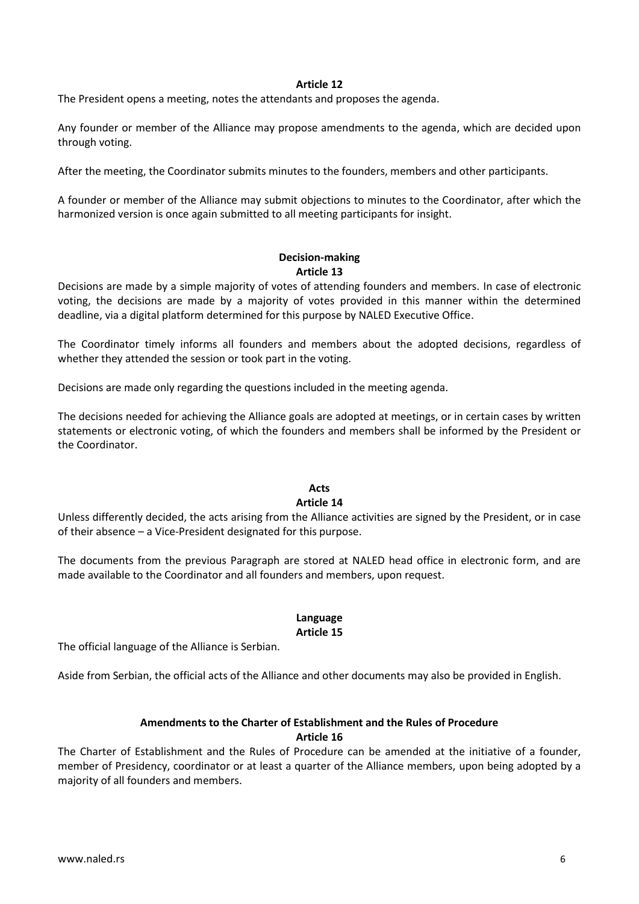**Article 12**

The President opens a meeting, notes the attendants and proposes the agenda.

Any founder or member of the Alliance may propose amendments to the agenda, which are decided upon through voting.

After the meeting, the Coordinator submits minutes to the founders, members and other participants.

A founder or member of the Alliance may submit objections to minutes to the Coordinator, after which the harmonized version is once again submitted to all meeting participants for insight.

**Decision-making**
**Article 13**

Decisions are made by a simple majority of votes of attending founders and members. In case of electronic voting, the decisions are made by a majority of votes provided in this manner within the determined deadline, via a digital platform determined for this purpose by NALED Executive Office.

The Coordinator timely informs all founders and members about the adopted decisions, regardless of whether they attended the session or took part in the voting.

Decisions are made only regarding the questions included in the meeting agenda.

The decisions needed for achieving the Alliance goals are adopted at meetings, or in certain cases by written statements or electronic voting, of which the founders and members shall be informed by the President or the Coordinator.

**Acts**
**Article 14**

Unless differently decided, the acts arising from the Alliance activities are signed by the President, or in case of their absence – a Vice-President designated for this purpose.

The documents from the previous Paragraph are stored at NALED head office in electronic form, and are made available to the Coordinator and all founders and members, upon request.

**Language**
**Article 15**

The official language of the Alliance is Serbian.

Aside from Serbian, the official acts of the Alliance and other documents may also be provided in English.

**Amendments to the Charter of Establishment and the Rules of Procedure**
**Article 16**

The Charter of Establishment and the Rules of Procedure can be amended at the initiative of a founder, member of Presidency, coordinator or at least a quarter of the Alliance members, upon being adopted by a majority of all founders and members.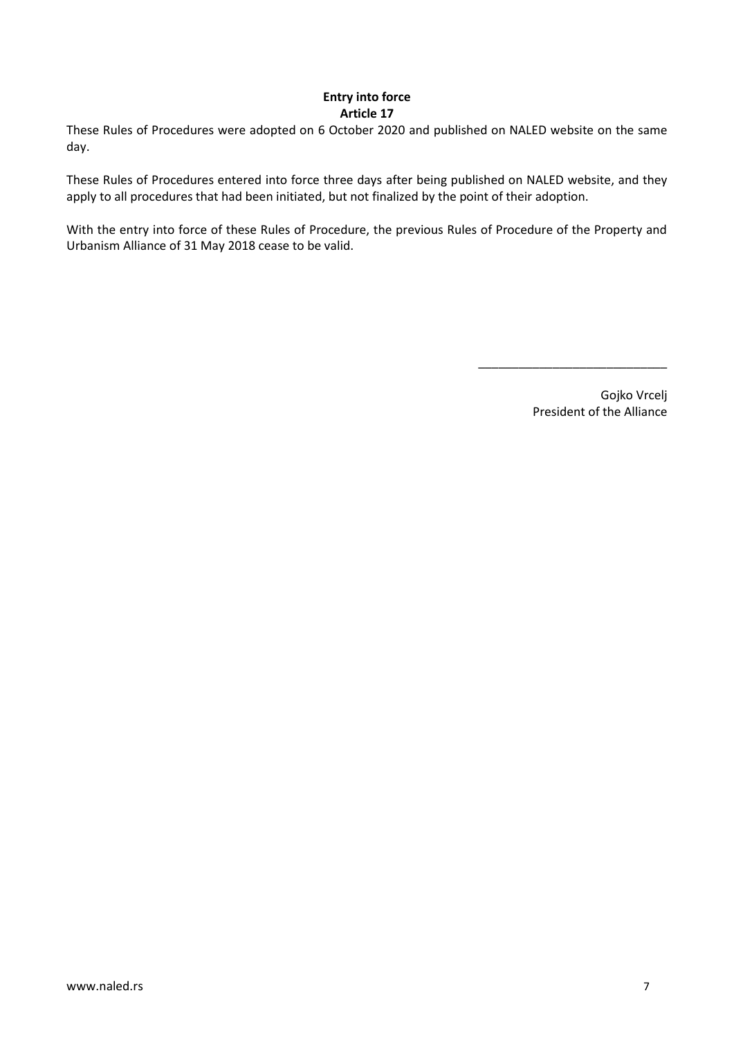**Entry into force**
**Article 17**

These Rules of Procedures were adopted on 6 October 2020 and published on NALED website on the same day.

These Rules of Procedures entered into force three days after being published on NALED website, and they apply to all procedures that had been initiated, but not finalized by the point of their adoption.

With the entry into force of these Rules of Procedure, the previous Rules of Procedure of the Property and Urbanism Alliance of 31 May 2018 cease to be valid.

\_\_\_\_\_\_\_\_\_\_\_\_\_\_\_\_\_\_\_\_\_\_\_\_\_\_\_\_

Gojko Vrcelj
President of the Alliance